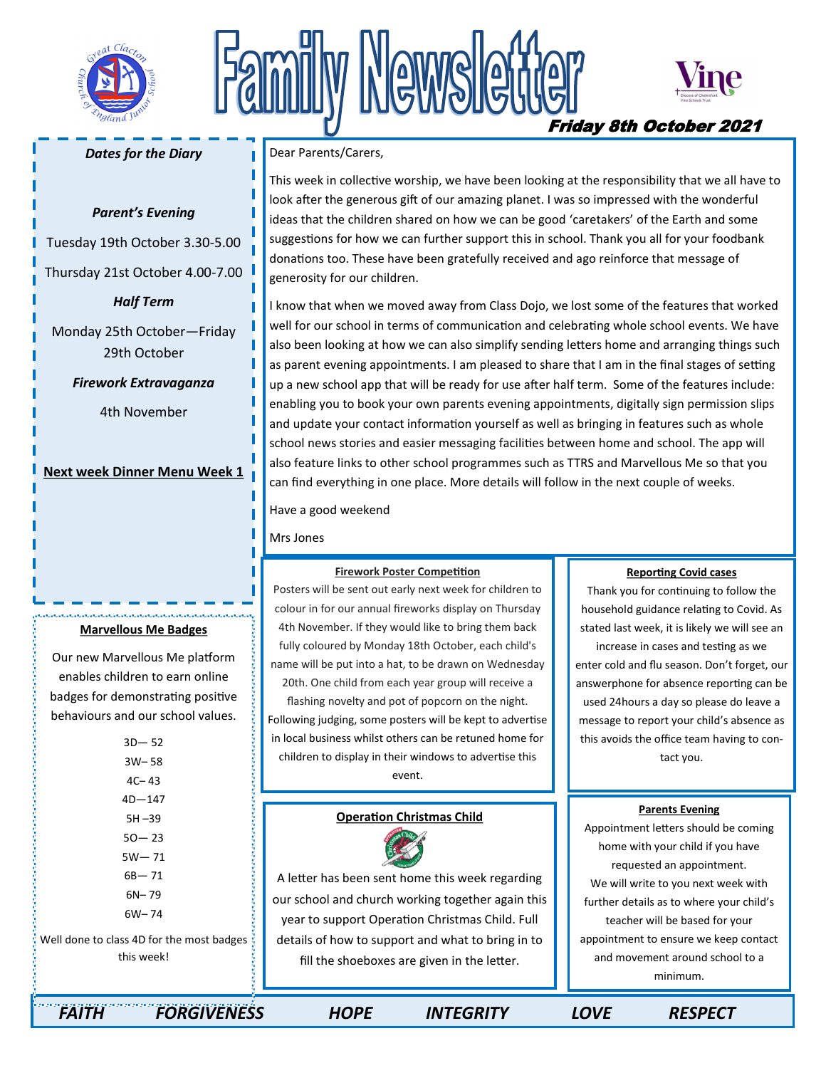# Family Newsletter

**Friday 8th October 2021**

Dear Parents/Carers,

This week in collective worship, we have been looking at the responsibility that we all have to look after the generous gift of our amazing planet. I was so impressed with the wonderful ideas that the children shared on how we can be good 'caretakers' of the Earth and some suggestions for how we can further support this in school. Thank you all for your foodbank donations too. These have been gratefully received and ago reinforce that message of generosity for our children.

I know that when we moved away from Class Dojo, we lost some of the features that worked well for our school in terms of communication and celebrating whole school events. We have also been looking at how we can also simplify sending letters home and arranging things such as parent evening appointments. I am pleased to share that I am in the final stages of setting up a new school app that will be ready for use after half term. Some of the features include: enabling you to book your own parents evening appointments, digitally sign permission slips and update your contact information yourself as well as bringing in features such as whole school news stories and easier messaging facilities between home and school. The app will also feature links to other school programmes such as TTRS and Marvellous Me so that you can find everything in one place. More details will follow in the next couple of weeks.

Have a good weekend

Mrs Jones

### *Dates for the Diary*

***Parent's Evening***

Tuesday 19th October 3.30-5.00

Thursday 21st October 4.00-7.00

***Half Term***

Monday 25th October—Friday 29th October

***Firework Extravaganza***

4th November

**Next week Dinner Menu Week 1**

### Marvellous Me Badges

Our new Marvellous Me platform enables children to earn online badges for demonstrating positive behaviours and our school values.

3D— 52
3W– 58
4C– 43
4D—147
5H –39
5O— 23
5W— 71
6B— 71
6N– 79
6W– 74

Well done to class 4D for the most badges this week!

### Firework Poster Competition

Posters will be sent out early next week for children to colour in for our annual fireworks display on Thursday 4th November. If they would like to bring them back fully coloured by Monday 18th October, each child's name will be put into a hat, to be drawn on Wednesday 20th. One child from each year group will receive a flashing novelty and pot of popcorn on the night. Following judging, some posters will be kept to advertise in local business whilst others can be retuned home for children to display in their windows to advertise this event.

### Reporting Covid cases

Thank you for continuing to follow the household guidance relating to Covid. As stated last week, it is likely we will see an increase in cases and testing as we enter cold and flu season. Don't forget, our answerphone for absence reporting can be used 24hours a day so please do leave a message to report your child's absence as this avoids the office team having to contact you.

### Operation Christmas Child

A letter has been sent home this week regarding our school and church working together again this year to support Operation Christmas Child. Full details of how to support and what to bring in to fill the shoeboxes are given in the letter.

### Parents Evening

Appointment letters should be coming home with your child if you have requested an appointment. We will write to you next week with further details as to where your child's teacher will be based for your appointment to ensure we keep contact and movement around school to a minimum.

*FAITH* *FORGIVENESS* *HOPE* *INTEGRITY* *LOVE* *RESPECT*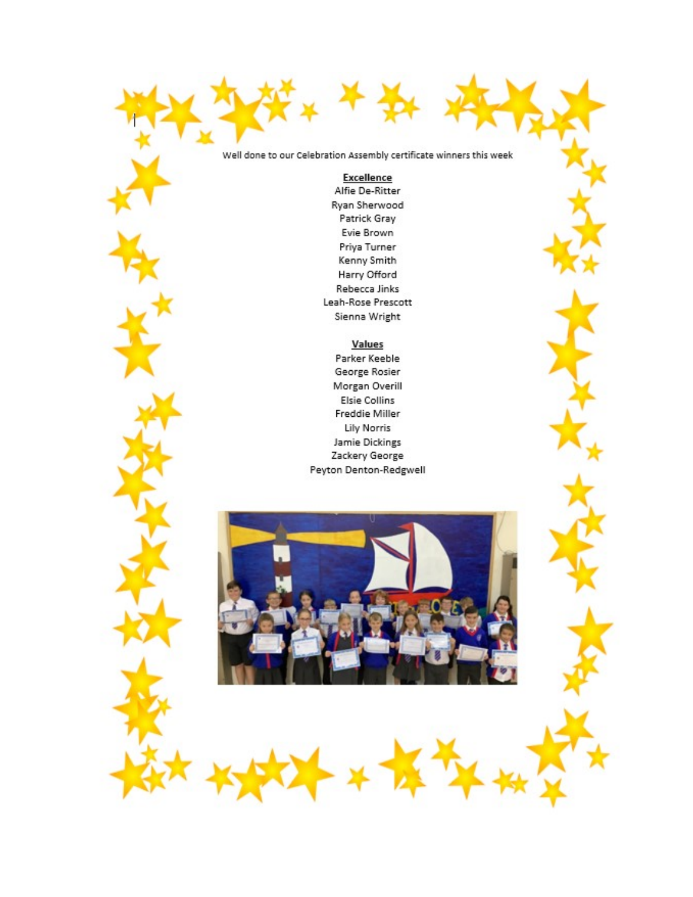Well done to our Celebration Assembly certificate winners this week

**Excellence**

Alfie De-Ritter
Ryan Sherwood
Patrick Gray
Evie Brown
Priya Turner
Kenny Smith
Harry Offord
Rebecca Jinks
Leah-Rose Prescott
Sienna Wright

**Values**

Parker Keeble
George Rosier
Morgan Overill
Elsie Collins
Freddie Miller
Lily Norris
Jamie Dickings
Zackery George
Peyton Denton-Redgwell